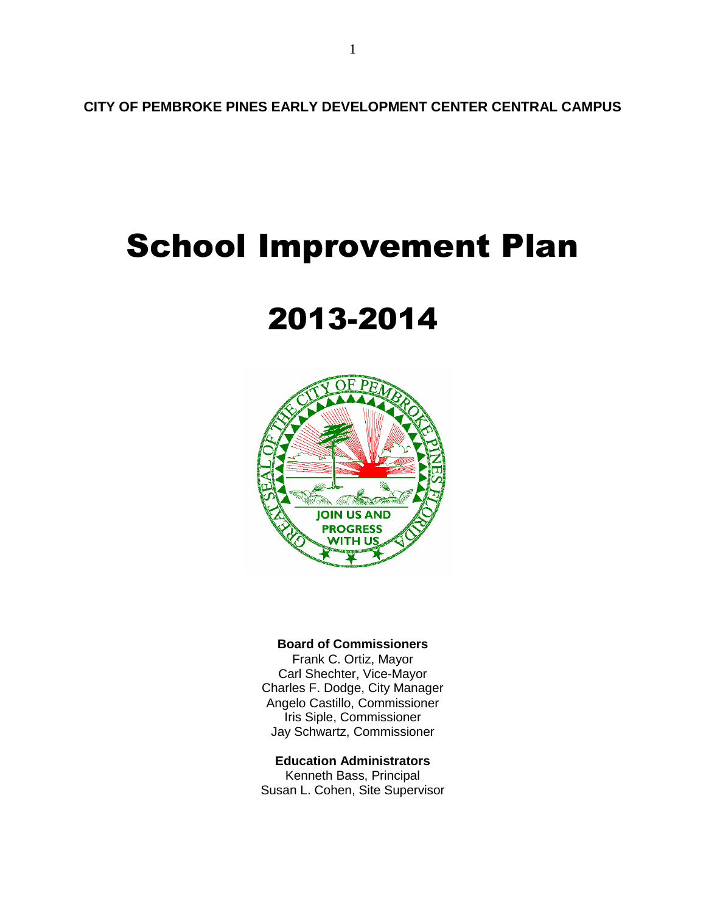**CITY OF PEMBROKE PINES EARLY DEVELOPMENT CENTER CENTRAL CAMPUS**

# School Improvement Plan

# 2013-2014

**Board of Commissioners**
Frank C. Ortiz, Mayor
Carl Shechter, Vice-Mayor
Charles F. Dodge, City Manager
Angelo Castillo, Commissioner
Iris Siple, Commissioner
Jay Schwartz, Commissioner

**Education Administrators**
Kenneth Bass, Principal
Susan L. Cohen, Site Supervisor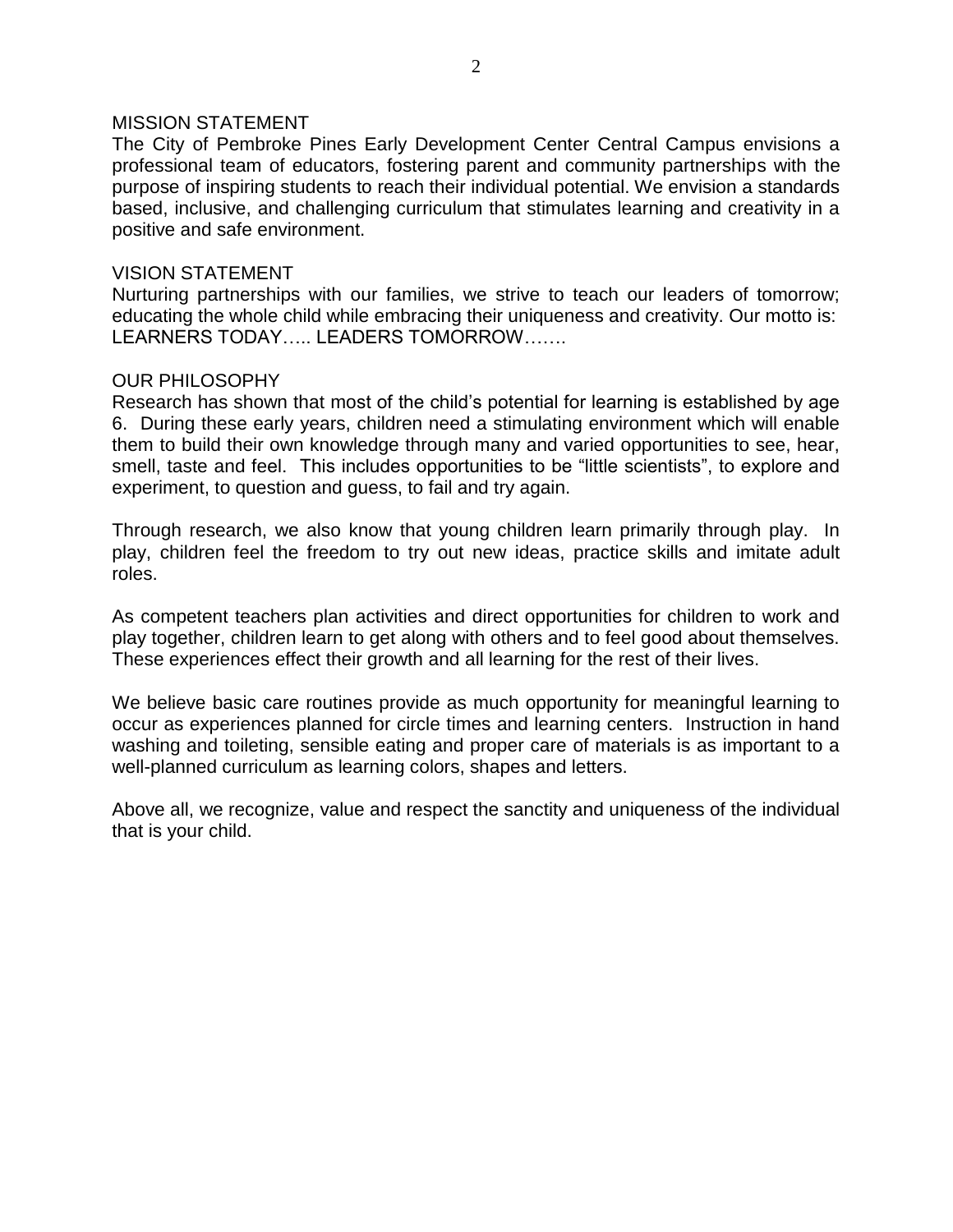## MISSION STATEMENT

The City of Pembroke Pines Early Development Center Central Campus envisions a professional team of educators, fostering parent and community partnerships with the purpose of inspiring students to reach their individual potential. We envision a standards based, inclusive, and challenging curriculum that stimulates learning and creativity in a positive and safe environment.

## VISION STATEMENT

Nurturing partnerships with our families, we strive to teach our leaders of tomorrow; educating the whole child while embracing their uniqueness and creativity. Our motto is: LEARNERS TODAY….. LEADERS TOMORROW…….

## OUR PHILOSOPHY

Research has shown that most of the child's potential for learning is established by age 6. During these early years, children need a stimulating environment which will enable them to build their own knowledge through many and varied opportunities to see, hear, smell, taste and feel. This includes opportunities to be "little scientists", to explore and experiment, to question and guess, to fail and try again.

Through research, we also know that young children learn primarily through play. In play, children feel the freedom to try out new ideas, practice skills and imitate adult roles.

As competent teachers plan activities and direct opportunities for children to work and play together, children learn to get along with others and to feel good about themselves. These experiences effect their growth and all learning for the rest of their lives.

We believe basic care routines provide as much opportunity for meaningful learning to occur as experiences planned for circle times and learning centers. Instruction in hand washing and toileting, sensible eating and proper care of materials is as important to a well-planned curriculum as learning colors, shapes and letters.

Above all, we recognize, value and respect the sanctity and uniqueness of the individual that is your child.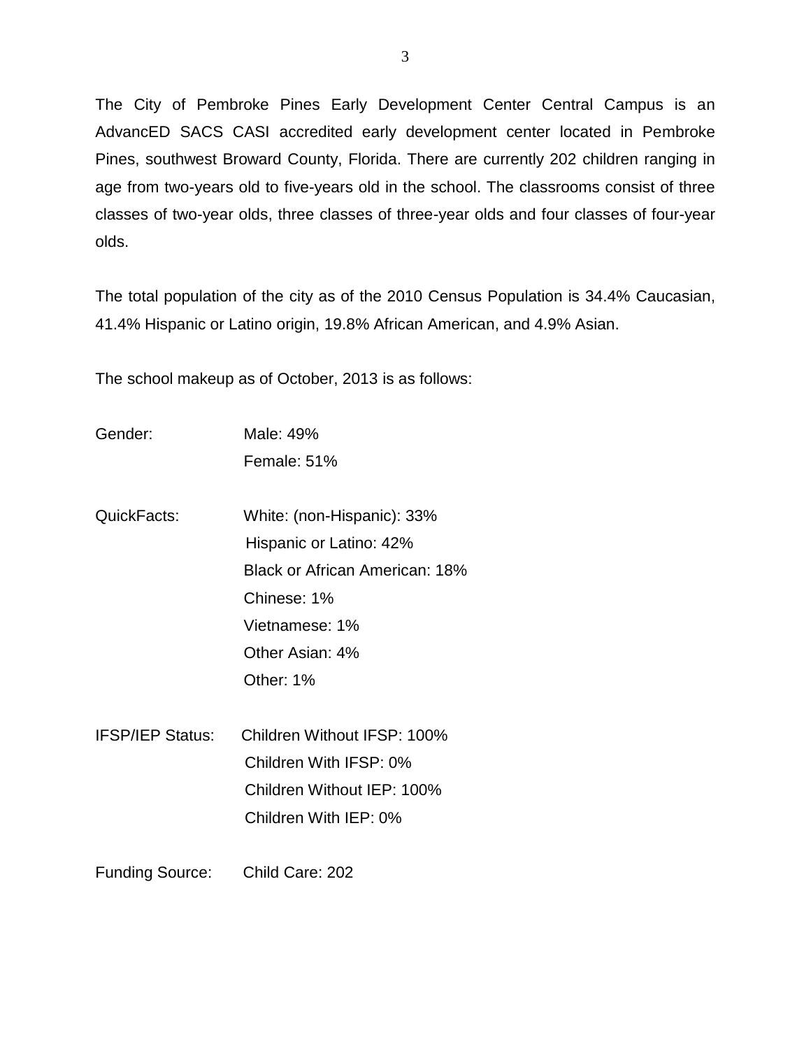The City of Pembroke Pines Early Development Center Central Campus is an AdvancED SACS CASI accredited early development center located in Pembroke Pines, southwest Broward County, Florida. There are currently 202 children ranging in age from two-years old to five-years old in the school. The classrooms consist of three classes of two-year olds, three classes of three-year olds and four classes of four-year olds.

The total population of the city as of the 2010 Census Population is 34.4% Caucasian, 41.4% Hispanic or Latino origin, 19.8% African American, and 4.9% Asian.

The school makeup as of October, 2013 is as follows:

| | |
|---|---|
| Gender: | Male: 49% |
| | Female: 51% |
| QuickFacts: | White: (non-Hispanic): 33% |
| | Hispanic or Latino: 42% |
| | Black or African American: 18% |
| | Chinese: 1% |
| | Vietnamese: 1% |
| | Other Asian: 4% |
| | Other: 1% |
| IFSP/IEP Status: | Children Without IFSP: 100% |
| | Children With IFSP: 0% |
| | Children Without IEP: 100% |
| | Children With IEP: 0% |
| Funding Source: | Child Care: 202 |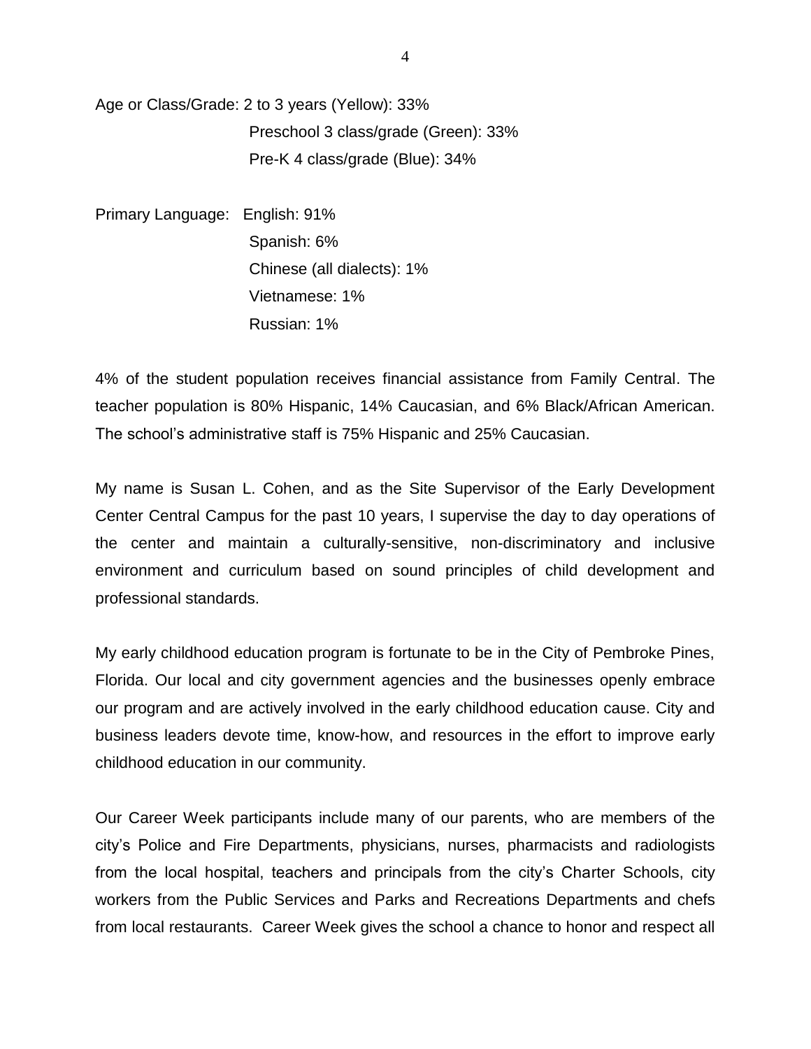Age or Class/Grade: 2 to 3 years (Yellow): 33%
Preschool 3 class/grade (Green): 33%
Pre-K 4 class/grade (Blue): 34%

Primary Language: English: 91%
Spanish: 6%
Chinese (all dialects): 1%
Vietnamese: 1%
Russian: 1%

4% of the student population receives financial assistance from Family Central. The teacher population is 80% Hispanic, 14% Caucasian, and 6% Black/African American. The school's administrative staff is 75% Hispanic and 25% Caucasian.

My name is Susan L. Cohen, and as the Site Supervisor of the Early Development Center Central Campus for the past 10 years, I supervise the day to day operations of the center and maintain a culturally-sensitive, non-discriminatory and inclusive environment and curriculum based on sound principles of child development and professional standards.

My early childhood education program is fortunate to be in the City of Pembroke Pines, Florida. Our local and city government agencies and the businesses openly embrace our program and are actively involved in the early childhood education cause. City and business leaders devote time, know-how, and resources in the effort to improve early childhood education in our community.

Our Career Week participants include many of our parents, who are members of the city's Police and Fire Departments, physicians, nurses, pharmacists and radiologists from the local hospital, teachers and principals from the city's Charter Schools, city workers from the Public Services and Parks and Recreations Departments and chefs from local restaurants. Career Week gives the school a chance to honor and respect all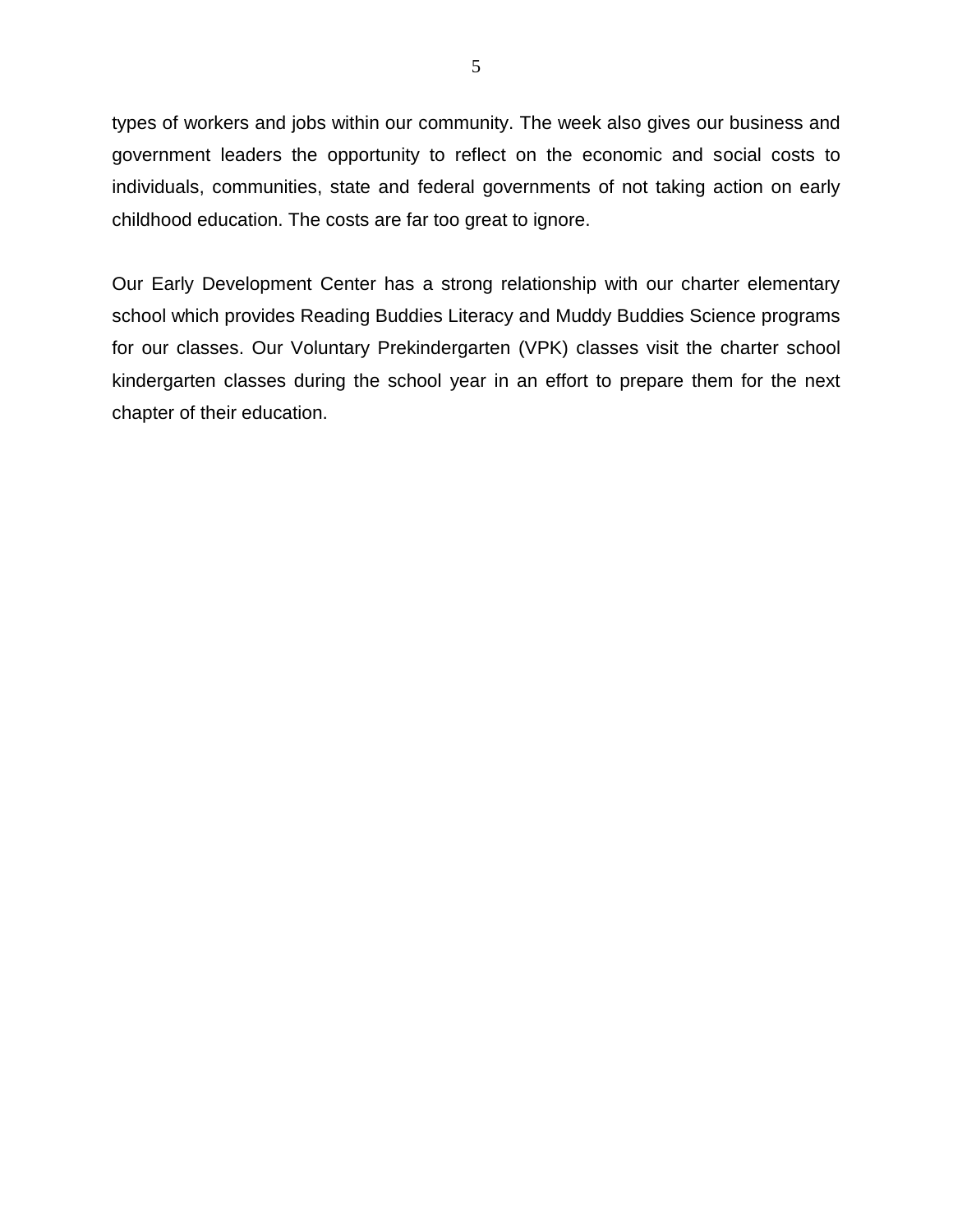types of workers and jobs within our community. The week also gives our business and government leaders the opportunity to reflect on the economic and social costs to individuals, communities, state and federal governments of not taking action on early childhood education. The costs are far too great to ignore.

Our Early Development Center has a strong relationship with our charter elementary school which provides Reading Buddies Literacy and Muddy Buddies Science programs for our classes. Our Voluntary Prekindergarten (VPK) classes visit the charter school kindergarten classes during the school year in an effort to prepare them for the next chapter of their education.